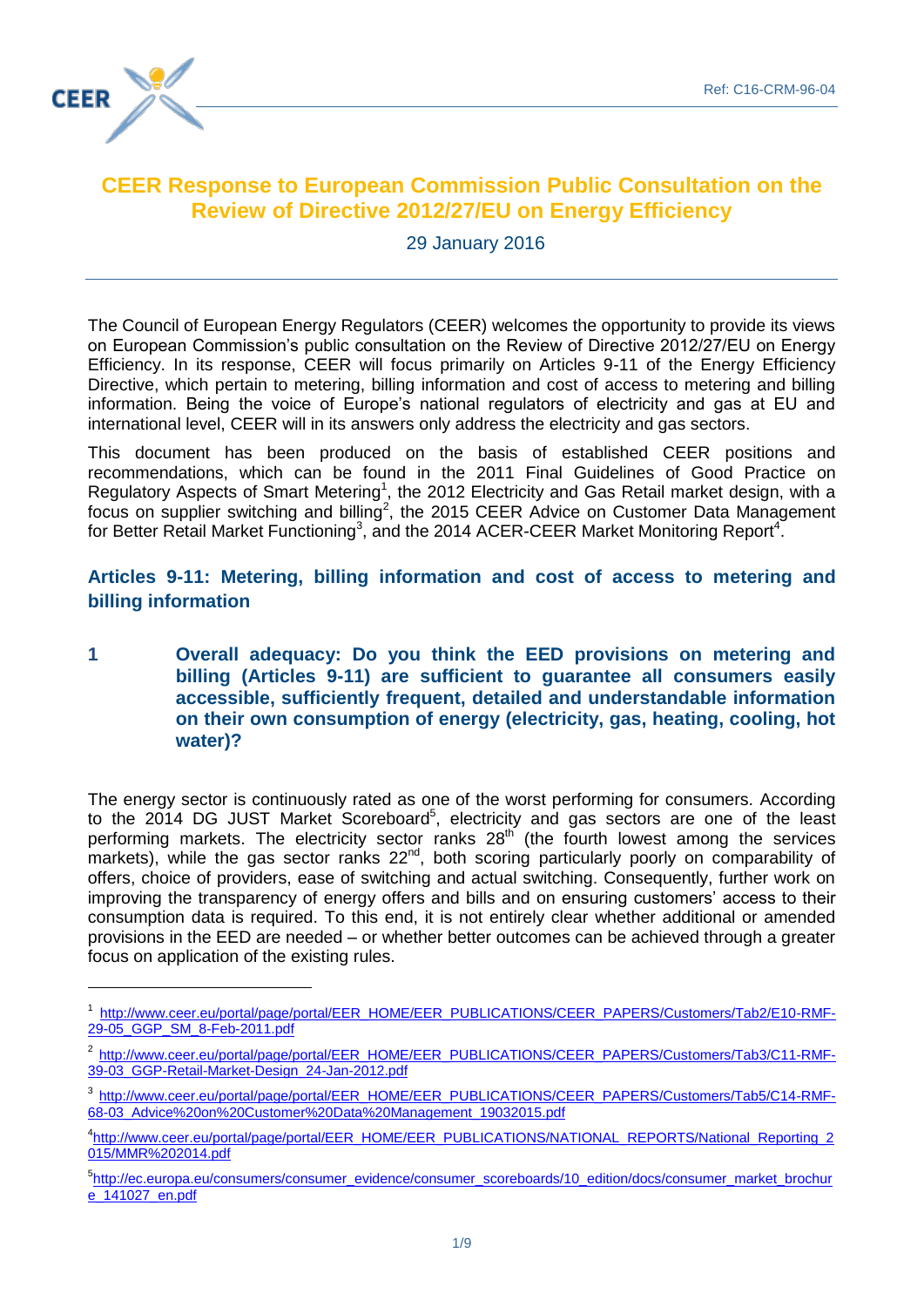Ref: C16-CRM-96-04

# CEER Response to European Commission Public Consultation on the Review of Directive 2012/27/EU on Energy Efficiency

29 January 2016

The Council of European Energy Regulators (CEER) welcomes the opportunity to provide its views on European Commission's public consultation on the Review of Directive 2012/27/EU on Energy Efficiency. In its response, CEER will focus primarily on Articles 9-11 of the Energy Efficiency Directive, which pertain to metering, billing information and cost of access to metering and billing information. Being the voice of Europe's national regulators of electricity and gas at EU and international level, CEER will in its answers only address the electricity and gas sectors.

This document has been produced on the basis of established CEER positions and recommendations, which can be found in the 2011 Final Guidelines of Good Practice on Regulatory Aspects of Smart Metering[1], the 2012 Electricity and Gas Retail market design, with a focus on supplier switching and billing[2], the 2015 CEER Advice on Customer Data Management for Better Retail Market Functioning[3], and the 2014 ACER-CEER Market Monitoring Report[4].

## Articles 9-11: Metering, billing information and cost of access to metering and billing information

### 1 Overall adequacy: Do you think the EED provisions on metering and billing (Articles 9-11) are sufficient to guarantee all consumers easily accessible, sufficiently frequent, detailed and understandable information on their own consumption of energy (electricity, gas, heating, cooling, hot water)?

The energy sector is continuously rated as one of the worst performing for consumers. According to the 2014 DG JUST Market Scoreboard[5], electricity and gas sectors are one of the least performing markets. The electricity sector ranks 28th (the fourth lowest among the services markets), while the gas sector ranks 22nd, both scoring particularly poorly on comparability of offers, choice of providers, ease of switching and actual switching. Consequently, further work on improving the transparency of energy offers and bills and on ensuring customers' access to their consumption data is required. To this end, it is not entirely clear whether additional or amended provisions in the EED are needed – or whether better outcomes can be achieved through a greater focus on application of the existing rules.

---

[1] http://www.ceer.eu/portal/page/portal/EER_HOME/EER_PUBLICATIONS/CEER_PAPERS/Customers/Tab2/E10-RMF-29-05_GGP_SM_8-Feb-2011.pdf

[2] http://www.ceer.eu/portal/page/portal/EER_HOME/EER_PUBLICATIONS/CEER_PAPERS/Customers/Tab3/C11-RMF-39-03_GGP-Retail-Market-Design_24-Jan-2012.pdf

[3] http://www.ceer.eu/portal/page/portal/EER_HOME/EER_PUBLICATIONS/CEER_PAPERS/Customers/Tab5/C14-RMF-68-03_Advice%20on%20Customer%20Data%20Management_19032015.pdf

[4] http://www.ceer.eu/portal/page/portal/EER_HOME/EER_PUBLICATIONS/NATIONAL_REPORTS/National_Reporting_2015/MMR%202014.pdf

[5] http://ec.europa.eu/consumers/consumer_evidence/consumer_scoreboards/10_edition/docs/consumer_market_brochure_141027_en.pdf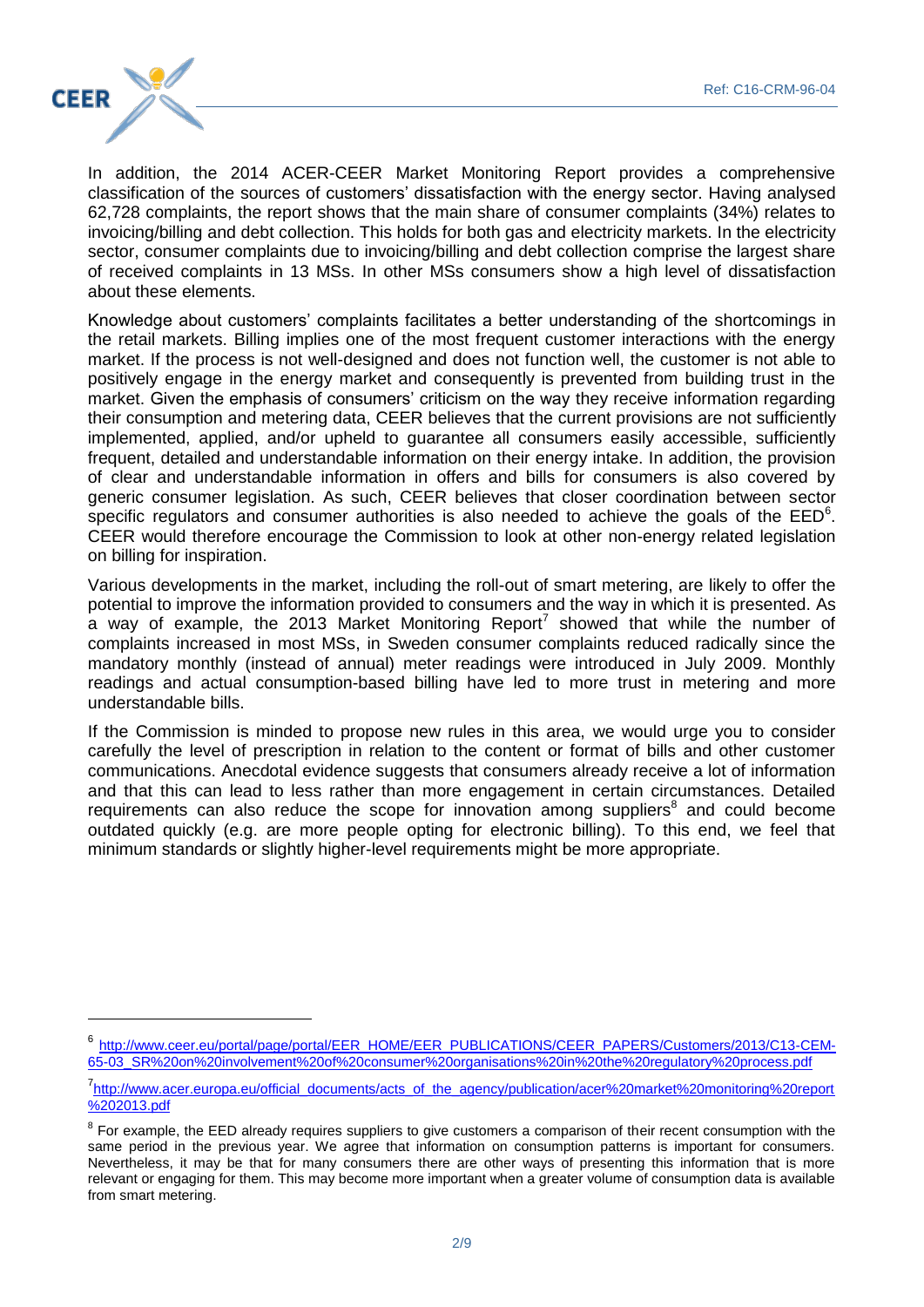In addition, the 2014 ACER-CEER Market Monitoring Report provides a comprehensive classification of the sources of customers' dissatisfaction with the energy sector. Having analysed 62,728 complaints, the report shows that the main share of consumer complaints (34%) relates to invoicing/billing and debt collection. This holds for both gas and electricity markets. In the electricity sector, consumer complaints due to invoicing/billing and debt collection comprise the largest share of received complaints in 13 MSs. In other MSs consumers show a high level of dissatisfaction about these elements.

Knowledge about customers' complaints facilitates a better understanding of the shortcomings in the retail markets. Billing implies one of the most frequent customer interactions with the energy market. If the process is not well-designed and does not function well, the customer is not able to positively engage in the energy market and consequently is prevented from building trust in the market. Given the emphasis of consumers' criticism on the way they receive information regarding their consumption and metering data, CEER believes that the current provisions are not sufficiently implemented, applied, and/or upheld to guarantee all consumers easily accessible, sufficiently frequent, detailed and understandable information on their energy intake. In addition, the provision of clear and understandable information in offers and bills for consumers is also covered by generic consumer legislation. As such, CEER believes that closer coordination between sector specific regulators and consumer authorities is also needed to achieve the goals of the EED[6]. CEER would therefore encourage the Commission to look at other non-energy related legislation on billing for inspiration.

Various developments in the market, including the roll-out of smart metering, are likely to offer the potential to improve the information provided to consumers and the way in which it is presented. As a way of example, the 2013 Market Monitoring Report[7] showed that while the number of complaints increased in most MSs, in Sweden consumer complaints reduced radically since the mandatory monthly (instead of annual) meter readings were introduced in July 2009. Monthly readings and actual consumption-based billing have led to more trust in metering and more understandable bills.

If the Commission is minded to propose new rules in this area, we would urge you to consider carefully the level of prescription in relation to the content or format of bills and other customer communications. Anecdotal evidence suggests that consumers already receive a lot of information and that this can lead to less rather than more engagement in certain circumstances. Detailed requirements can also reduce the scope for innovation among suppliers[8] and could become outdated quickly (e.g. are more people opting for electronic billing). To this end, we feel that minimum standards or slightly higher-level requirements might be more appropriate.

---

[6] http://www.ceer.eu/portal/page/portal/EER_HOME/EER_PUBLICATIONS/CEER_PAPERS/Customers/2013/C13-CEM-65-03_SR%20on%20involvement%20of%20consumer%20organisations%20in%20the%20regulatory%20process.pdf

[7] http://www.acer.europa.eu/official_documents/acts_of_the_agency/publication/acer%20market%20monitoring%20report%202013.pdf

[8] For example, the EED already requires suppliers to give customers a comparison of their recent consumption with the same period in the previous year. We agree that information on consumption patterns is important for consumers. Nevertheless, it may be that for many consumers there are other ways of presenting this information that is more relevant or engaging for them. This may become more important when a greater volume of consumption data is available from smart metering.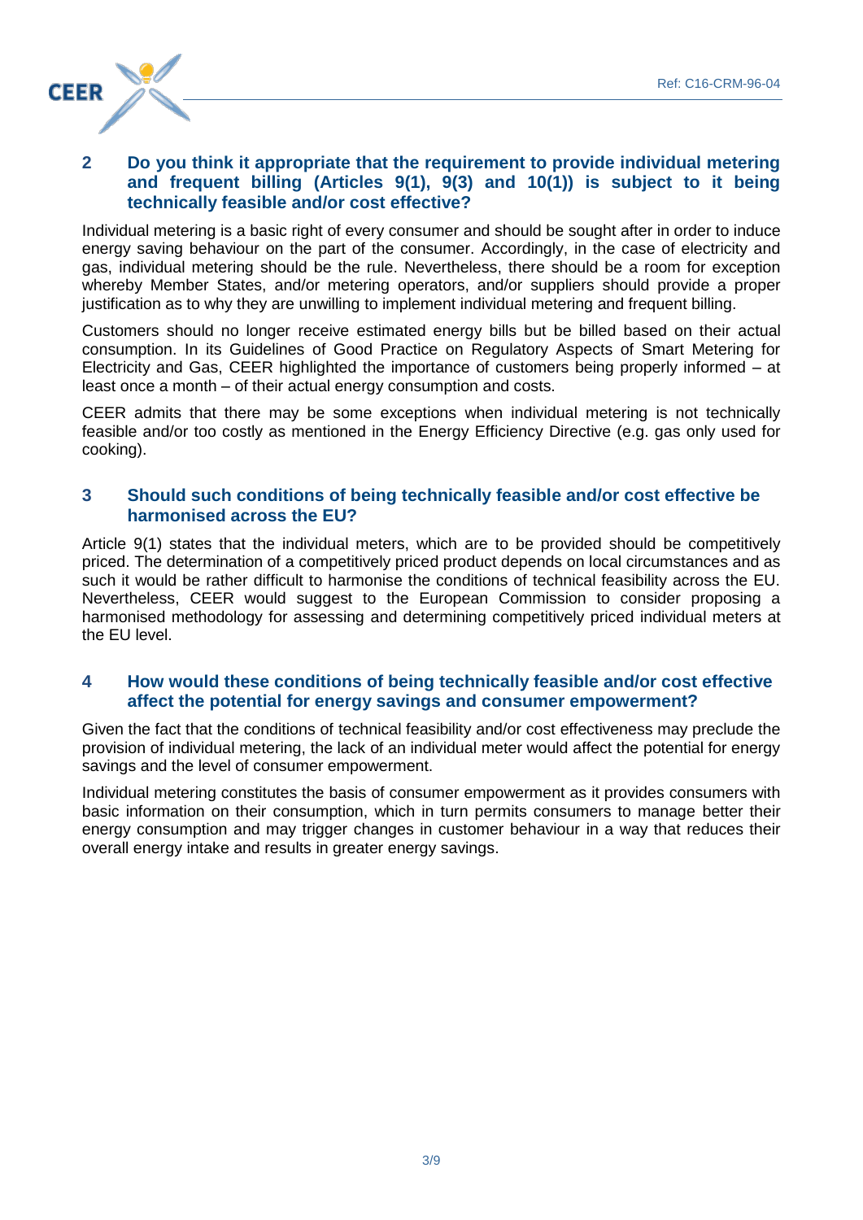## 2 Do you think it appropriate that the requirement to provide individual metering and frequent billing (Articles 9(1), 9(3) and 10(1)) is subject to it being technically feasible and/or cost effective?

Individual metering is a basic right of every consumer and should be sought after in order to induce energy saving behaviour on the part of the consumer. Accordingly, in the case of electricity and gas, individual metering should be the rule. Nevertheless, there should be a room for exception whereby Member States, and/or metering operators, and/or suppliers should provide a proper justification as to why they are unwilling to implement individual metering and frequent billing.

Customers should no longer receive estimated energy bills but be billed based on their actual consumption. In its Guidelines of Good Practice on Regulatory Aspects of Smart Metering for Electricity and Gas, CEER highlighted the importance of customers being properly informed – at least once a month – of their actual energy consumption and costs.

CEER admits that there may be some exceptions when individual metering is not technically feasible and/or too costly as mentioned in the Energy Efficiency Directive (e.g. gas only used for cooking).

## 3 Should such conditions of being technically feasible and/or cost effective be harmonised across the EU?

Article 9(1) states that the individual meters, which are to be provided should be competitively priced. The determination of a competitively priced product depends on local circumstances and as such it would be rather difficult to harmonise the conditions of technical feasibility across the EU. Nevertheless, CEER would suggest to the European Commission to consider proposing a harmonised methodology for assessing and determining competitively priced individual meters at the EU level.

## 4 How would these conditions of being technically feasible and/or cost effective affect the potential for energy savings and consumer empowerment?

Given the fact that the conditions of technical feasibility and/or cost effectiveness may preclude the provision of individual metering, the lack of an individual meter would affect the potential for energy savings and the level of consumer empowerment.

Individual metering constitutes the basis of consumer empowerment as it provides consumers with basic information on their consumption, which in turn permits consumers to manage better their energy consumption and may trigger changes in customer behaviour in a way that reduces their overall energy intake and results in greater energy savings.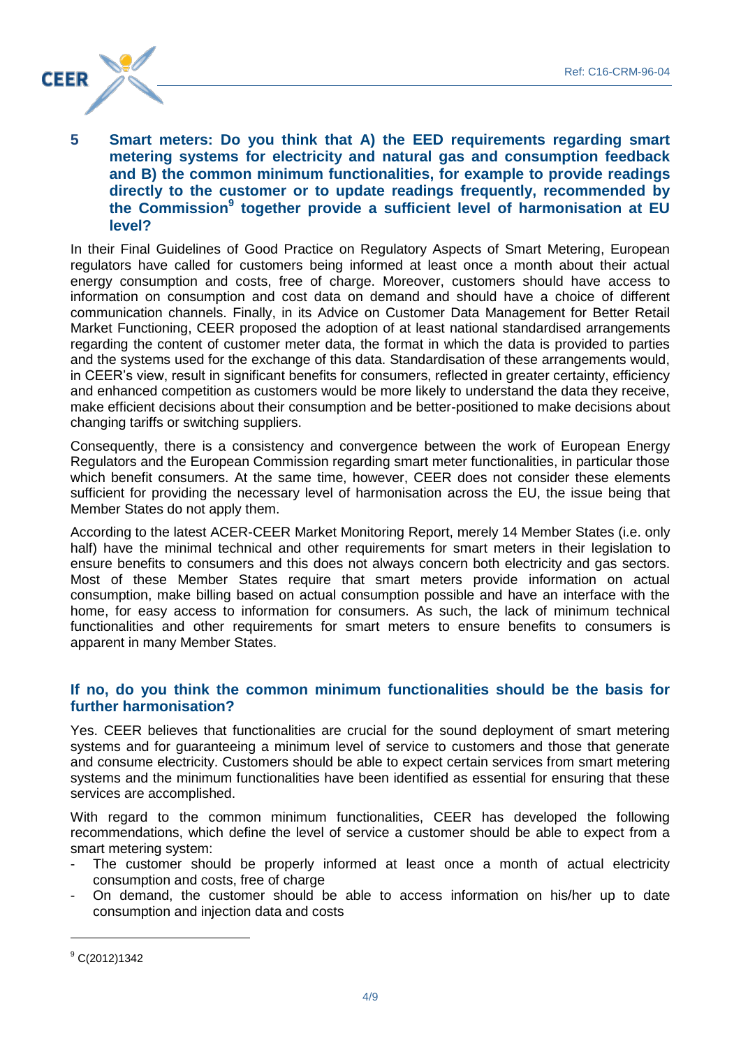## 5 Smart meters: Do you think that A) the EED requirements regarding smart metering systems for electricity and natural gas and consumption feedback and B) the common minimum functionalities, for example to provide readings directly to the customer or to update readings frequently, recommended by the Commission[9] together provide a sufficient level of harmonisation at EU level?

In their Final Guidelines of Good Practice on Regulatory Aspects of Smart Metering, European regulators have called for customers being informed at least once a month about their actual energy consumption and costs, free of charge. Moreover, customers should have access to information on consumption and cost data on demand and should have a choice of different communication channels. Finally, in its Advice on Customer Data Management for Better Retail Market Functioning, CEER proposed the adoption of at least national standardised arrangements regarding the content of customer meter data, the format in which the data is provided to parties and the systems used for the exchange of this data. Standardisation of these arrangements would, in CEER's view, result in significant benefits for consumers, reflected in greater certainty, efficiency and enhanced competition as customers would be more likely to understand the data they receive, make efficient decisions about their consumption and be better-positioned to make decisions about changing tariffs or switching suppliers.

Consequently, there is a consistency and convergence between the work of European Energy Regulators and the European Commission regarding smart meter functionalities, in particular those which benefit consumers. At the same time, however, CEER does not consider these elements sufficient for providing the necessary level of harmonisation across the EU, the issue being that Member States do not apply them.

According to the latest ACER-CEER Market Monitoring Report, merely 14 Member States (i.e. only half) have the minimal technical and other requirements for smart meters in their legislation to ensure benefits to consumers and this does not always concern both electricity and gas sectors. Most of these Member States require that smart meters provide information on actual consumption, make billing based on actual consumption possible and have an interface with the home, for easy access to information for consumers. As such, the lack of minimum technical functionalities and other requirements for smart meters to ensure benefits to consumers is apparent in many Member States.

### If no, do you think the common minimum functionalities should be the basis for further harmonisation?

Yes. CEER believes that functionalities are crucial for the sound deployment of smart metering systems and for guaranteeing a minimum level of service to customers and those that generate and consume electricity. Customers should be able to expect certain services from smart metering systems and the minimum functionalities have been identified as essential for ensuring that these services are accomplished.

With regard to the common minimum functionalities, CEER has developed the following recommendations, which define the level of service a customer should be able to expect from a smart metering system:

- The customer should be properly informed at least once a month of actual electricity consumption and costs, free of charge
- On demand, the customer should be able to access information on his/her up to date consumption and injection data and costs

[9] C(2012)1342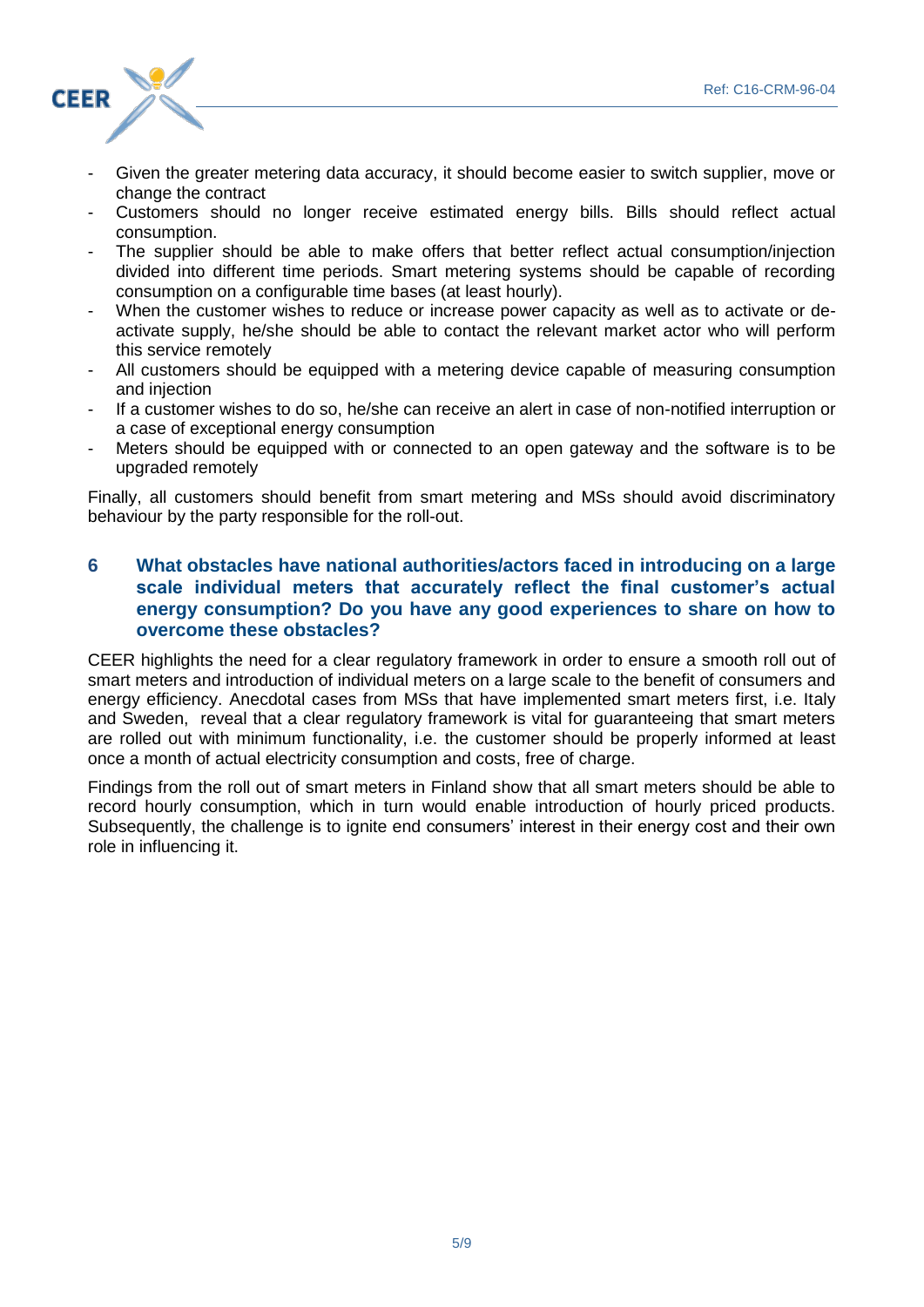- Given the greater metering data accuracy, it should become easier to switch supplier, move or change the contract
- Customers should no longer receive estimated energy bills. Bills should reflect actual consumption.
- The supplier should be able to make offers that better reflect actual consumption/injection divided into different time periods. Smart metering systems should be capable of recording consumption on a configurable time bases (at least hourly).
- When the customer wishes to reduce or increase power capacity as well as to activate or de-activate supply, he/she should be able to contact the relevant market actor who will perform this service remotely
- All customers should be equipped with a metering device capable of measuring consumption and injection
- If a customer wishes to do so, he/she can receive an alert in case of non-notified interruption or a case of exceptional energy consumption
- Meters should be equipped with or connected to an open gateway and the software is to be upgraded remotely

Finally, all customers should benefit from smart metering and MSs should avoid discriminatory behaviour by the party responsible for the roll-out.

## 6 What obstacles have national authorities/actors faced in introducing on a large scale individual meters that accurately reflect the final customer's actual energy consumption? Do you have any good experiences to share on how to overcome these obstacles?

CEER highlights the need for a clear regulatory framework in order to ensure a smooth roll out of smart meters and introduction of individual meters on a large scale to the benefit of consumers and energy efficiency. Anecdotal cases from MSs that have implemented smart meters first, i.e. Italy and Sweden, reveal that a clear regulatory framework is vital for guaranteeing that smart meters are rolled out with minimum functionality, i.e. the customer should be properly informed at least once a month of actual electricity consumption and costs, free of charge.

Findings from the roll out of smart meters in Finland show that all smart meters should be able to record hourly consumption, which in turn would enable introduction of hourly priced products. Subsequently, the challenge is to ignite end consumers' interest in their energy cost and their own role in influencing it.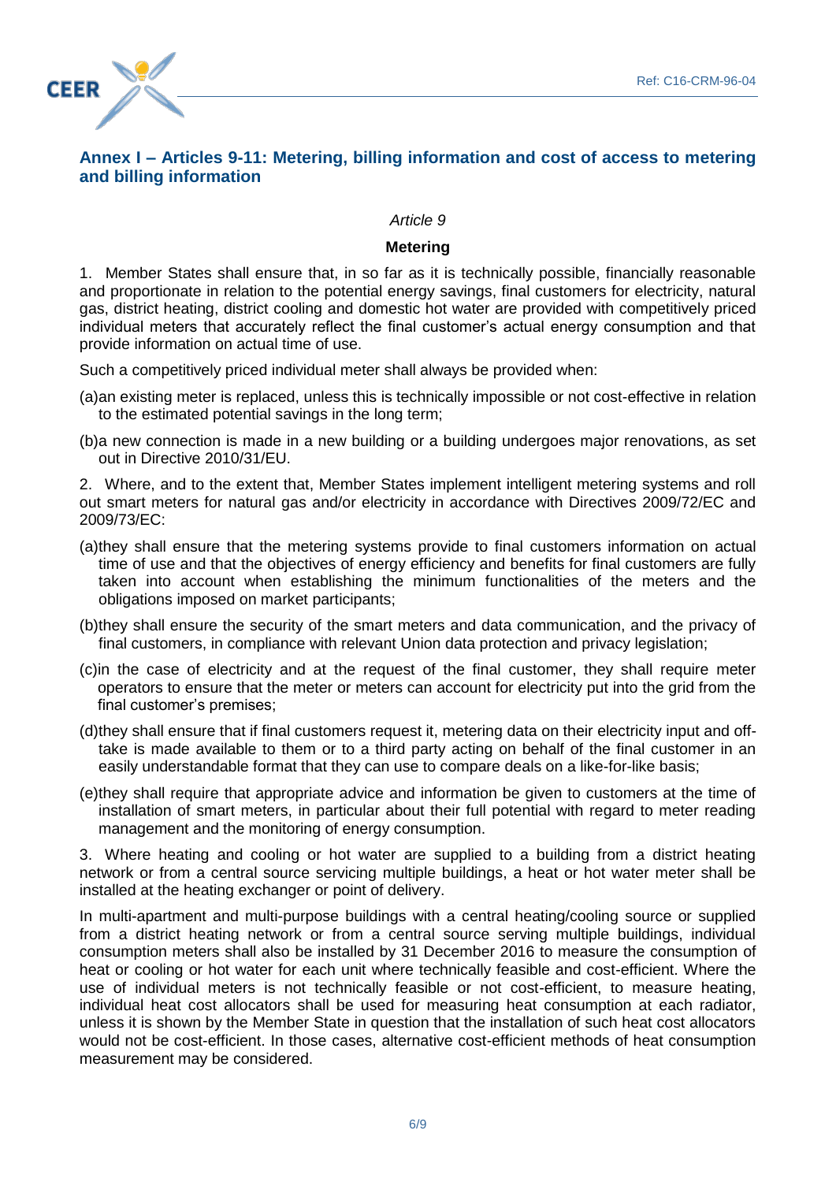## Annex I – Articles 9-11: Metering, billing information and cost of access to metering and billing information

*Article 9*

**Metering**

1. Member States shall ensure that, in so far as it is technically possible, financially reasonable and proportionate in relation to the potential energy savings, final customers for electricity, natural gas, district heating, district cooling and domestic hot water are provided with competitively priced individual meters that accurately reflect the final customer's actual energy consumption and that provide information on actual time of use.

Such a competitively priced individual meter shall always be provided when:

(a) an existing meter is replaced, unless this is technically impossible or not cost-effective in relation to the estimated potential savings in the long term;

(b) a new connection is made in a new building or a building undergoes major renovations, as set out in Directive 2010/31/EU.

2. Where, and to the extent that, Member States implement intelligent metering systems and roll out smart meters for natural gas and/or electricity in accordance with Directives 2009/72/EC and 2009/73/EC:

(a) they shall ensure that the metering systems provide to final customers information on actual time of use and that the objectives of energy efficiency and benefits for final customers are fully taken into account when establishing the minimum functionalities of the meters and the obligations imposed on market participants;

(b) they shall ensure the security of the smart meters and data communication, and the privacy of final customers, in compliance with relevant Union data protection and privacy legislation;

(c) in the case of electricity and at the request of the final customer, they shall require meter operators to ensure that the meter or meters can account for electricity put into the grid from the final customer's premises;

(d) they shall ensure that if final customers request it, metering data on their electricity input and off-take is made available to them or to a third party acting on behalf of the final customer in an easily understandable format that they can use to compare deals on a like-for-like basis;

(e) they shall require that appropriate advice and information be given to customers at the time of installation of smart meters, in particular about their full potential with regard to meter reading management and the monitoring of energy consumption.

3. Where heating and cooling or hot water are supplied to a building from a district heating network or from a central source servicing multiple buildings, a heat or hot water meter shall be installed at the heating exchanger or point of delivery.

In multi-apartment and multi-purpose buildings with a central heating/cooling source or supplied from a district heating network or from a central source serving multiple buildings, individual consumption meters shall also be installed by 31 December 2016 to measure the consumption of heat or cooling or hot water for each unit where technically feasible and cost-efficient. Where the use of individual meters is not technically feasible or not cost-efficient, to measure heating, individual heat cost allocators shall be used for measuring heat consumption at each radiator, unless it is shown by the Member State in question that the installation of such heat cost allocators would not be cost-efficient. In those cases, alternative cost-efficient methods of heat consumption measurement may be considered.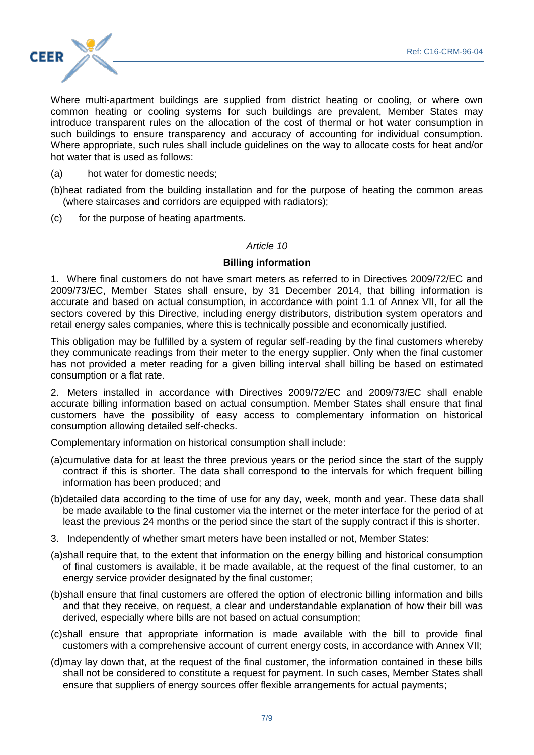Where multi-apartment buildings are supplied from district heating or cooling, or where own common heating or cooling systems for such buildings are prevalent, Member States may introduce transparent rules on the allocation of the cost of thermal or hot water consumption in such buildings to ensure transparency and accuracy of accounting for individual consumption. Where appropriate, such rules shall include guidelines on the way to allocate costs for heat and/or hot water that is used as follows:

(a) hot water for domestic needs;

(b) heat radiated from the building installation and for the purpose of heating the common areas (where staircases and corridors are equipped with radiators);

(c) for the purpose of heating apartments.

*Article 10*

**Billing information**

1. Where final customers do not have smart meters as referred to in Directives 2009/72/EC and 2009/73/EC, Member States shall ensure, by 31 December 2014, that billing information is accurate and based on actual consumption, in accordance with point 1.1 of Annex VII, for all the sectors covered by this Directive, including energy distributors, distribution system operators and retail energy sales companies, where this is technically possible and economically justified.

This obligation may be fulfilled by a system of regular self-reading by the final customers whereby they communicate readings from their meter to the energy supplier. Only when the final customer has not provided a meter reading for a given billing interval shall billing be based on estimated consumption or a flat rate.

2. Meters installed in accordance with Directives 2009/72/EC and 2009/73/EC shall enable accurate billing information based on actual consumption. Member States shall ensure that final customers have the possibility of easy access to complementary information on historical consumption allowing detailed self-checks.

Complementary information on historical consumption shall include:

(a) cumulative data for at least the three previous years or the period since the start of the supply contract if this is shorter. The data shall correspond to the intervals for which frequent billing information has been produced; and

(b) detailed data according to the time of use for any day, week, month and year. These data shall be made available to the final customer via the internet or the meter interface for the period of at least the previous 24 months or the period since the start of the supply contract if this is shorter.

3. Independently of whether smart meters have been installed or not, Member States:

(a) shall require that, to the extent that information on the energy billing and historical consumption of final customers is available, it be made available, at the request of the final customer, to an energy service provider designated by the final customer;

(b) shall ensure that final customers are offered the option of electronic billing information and bills and that they receive, on request, a clear and understandable explanation of how their bill was derived, especially where bills are not based on actual consumption;

(c) shall ensure that appropriate information is made available with the bill to provide final customers with a comprehensive account of current energy costs, in accordance with Annex VII;

(d) may lay down that, at the request of the final customer, the information contained in these bills shall not be considered to constitute a request for payment. In such cases, Member States shall ensure that suppliers of energy sources offer flexible arrangements for actual payments;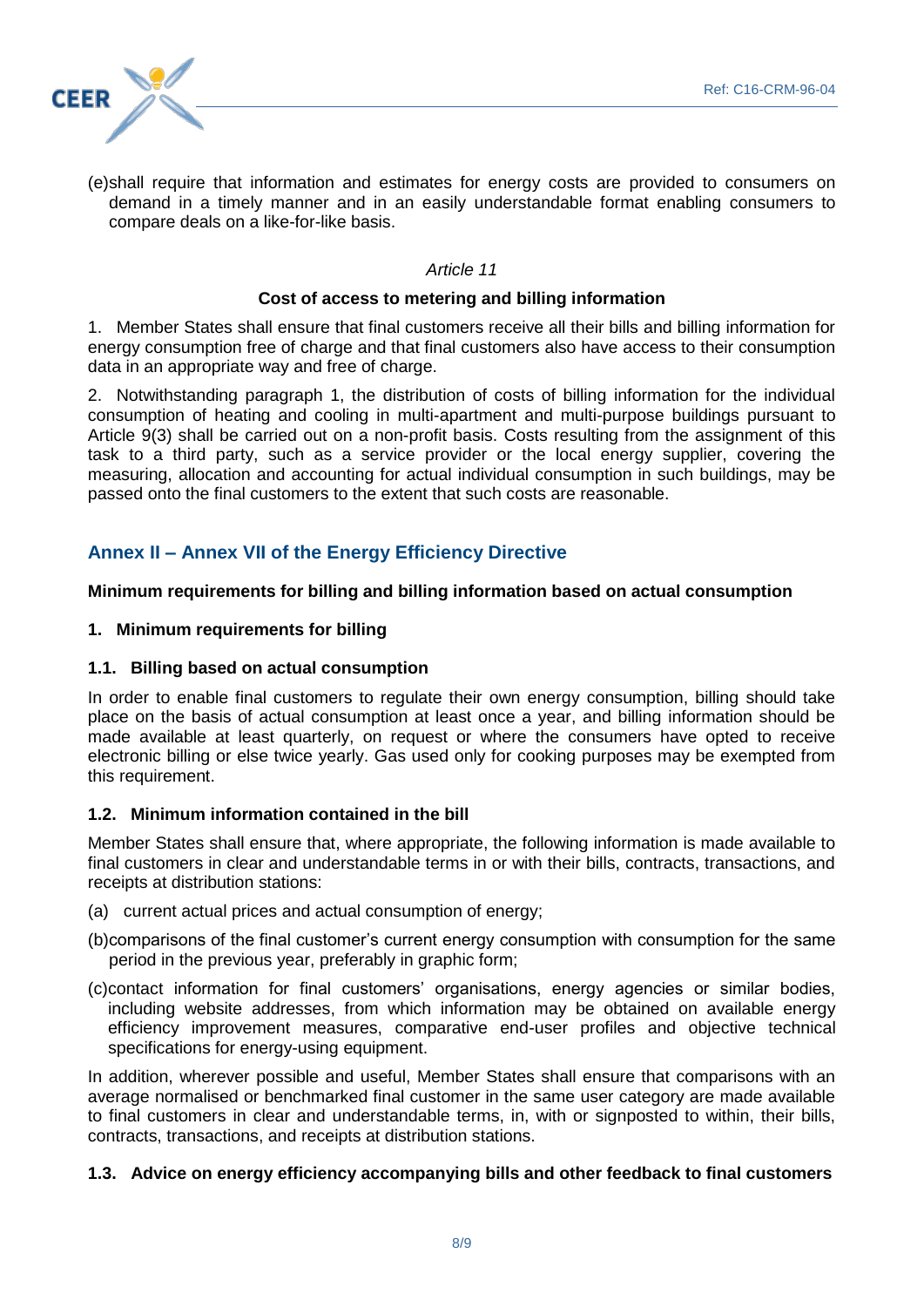(e) shall require that information and estimates for energy costs are provided to consumers on demand in a timely manner and in an easily understandable format enabling consumers to compare deals on a like-for-like basis.

*Article 11*

**Cost of access to metering and billing information**

1. Member States shall ensure that final customers receive all their bills and billing information for energy consumption free of charge and that final customers also have access to their consumption data in an appropriate way and free of charge.

2. Notwithstanding paragraph 1, the distribution of costs of billing information for the individual consumption of heating and cooling in multi-apartment and multi-purpose buildings pursuant to Article 9(3) shall be carried out on a non-profit basis. Costs resulting from the assignment of this task to a third party, such as a service provider or the local energy supplier, covering the measuring, allocation and accounting for actual individual consumption in such buildings, may be passed onto the final customers to the extent that such costs are reasonable.

## Annex II – Annex VII of the Energy Efficiency Directive

**Minimum requirements for billing and billing information based on actual consumption**

**1. Minimum requirements for billing**

**1.1. Billing based on actual consumption**

In order to enable final customers to regulate their own energy consumption, billing should take place on the basis of actual consumption at least once a year, and billing information should be made available at least quarterly, on request or where the consumers have opted to receive electronic billing or else twice yearly. Gas used only for cooking purposes may be exempted from this requirement.

**1.2. Minimum information contained in the bill**

Member States shall ensure that, where appropriate, the following information is made available to final customers in clear and understandable terms in or with their bills, contracts, transactions, and receipts at distribution stations:

(a) current actual prices and actual consumption of energy;

(b) comparisons of the final customer's current energy consumption with consumption for the same period in the previous year, preferably in graphic form;

(c) contact information for final customers' organisations, energy agencies or similar bodies, including website addresses, from which information may be obtained on available energy efficiency improvement measures, comparative end-user profiles and objective technical specifications for energy-using equipment.

In addition, wherever possible and useful, Member States shall ensure that comparisons with an average normalised or benchmarked final customer in the same user category are made available to final customers in clear and understandable terms, in, with or signposted to within, their bills, contracts, transactions, and receipts at distribution stations.

**1.3. Advice on energy efficiency accompanying bills and other feedback to final customers**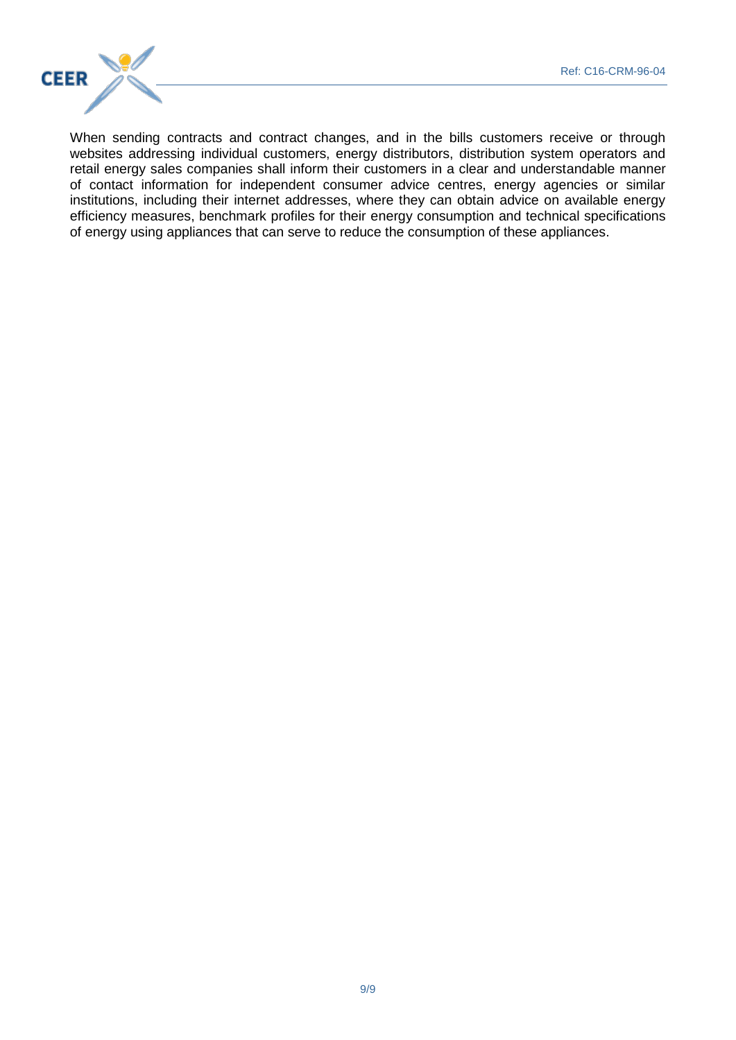When sending contracts and contract changes, and in the bills customers receive or through websites addressing individual customers, energy distributors, distribution system operators and retail energy sales companies shall inform their customers in a clear and understandable manner of contact information for independent consumer advice centres, energy agencies or similar institutions, including their internet addresses, where they can obtain advice on available energy efficiency measures, benchmark profiles for their energy consumption and technical specifications of energy using appliances that can serve to reduce the consumption of these appliances.